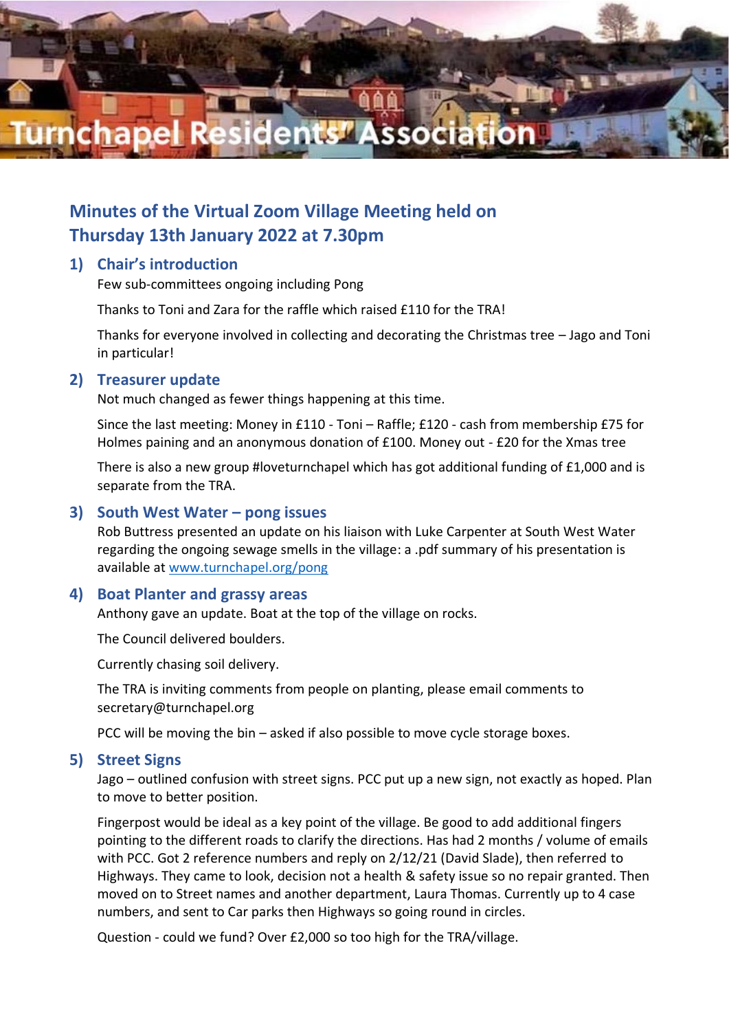# Turnchapel Residents' Association

## Minutes of the Virtual Zoom Village Meeting held on Thursday 13th January 2022 at 7.30pm

### 1) Chair's introduction

Few sub-committees ongoing including Pong

Thanks to Toni and Zara for the raffle which raised £110 for the TRA!

Thanks for everyone involved in collecting and decorating the Christmas tree – Jago and Toni in particular!

### 2) Treasurer update

Not much changed as fewer things happening at this time.

Since the last meeting: Money in £110 - Toni – Raffle; £120 - cash from membership £75 for Holmes paining and an anonymous donation of £100. Money out - £20 for the Xmas tree

There is also a new group #loveturnchapel which has got additional funding of £1,000 and is separate from the TRA.

### 3) South West Water – pong issues

Rob Buttress presented an update on his liaison with Luke Carpenter at South West Water regarding the ongoing sewage smells in the village: a .pdf summary of his presentation is available at [www.turnchapel.org/pong](www.turnchapel.org/pong)

### 4) Boat Planter and grassy areas

Anthony gave an update. Boat at the top of the village on rocks.

The Council delivered boulders.

Currently chasing soil delivery.

The TRA is inviting comments from people on planting, please email comments to secretary@turnchapel.org

PCC will be moving the bin – asked if also possible to move cycle storage boxes.

### 5) Street Signs

Jago – outlined confusion with street signs. PCC put up a new sign, not exactly as hoped. Plan to move to better position.

Fingerpost would be ideal as a key point of the village. Be good to add additional fingers pointing to the different roads to clarify the directions. Has had 2 months / volume of emails with PCC. Got 2 reference numbers and reply on 2/12/21 (David Slade), then referred to Highways. They came to look, decision not a health & safety issue so no repair granted. Then moved on to Street names and another department, Laura Thomas. Currently up to 4 case numbers, and sent to Car parks then Highways so going round in circles.

Question - could we fund? Over £2,000 so too high for the TRA/village.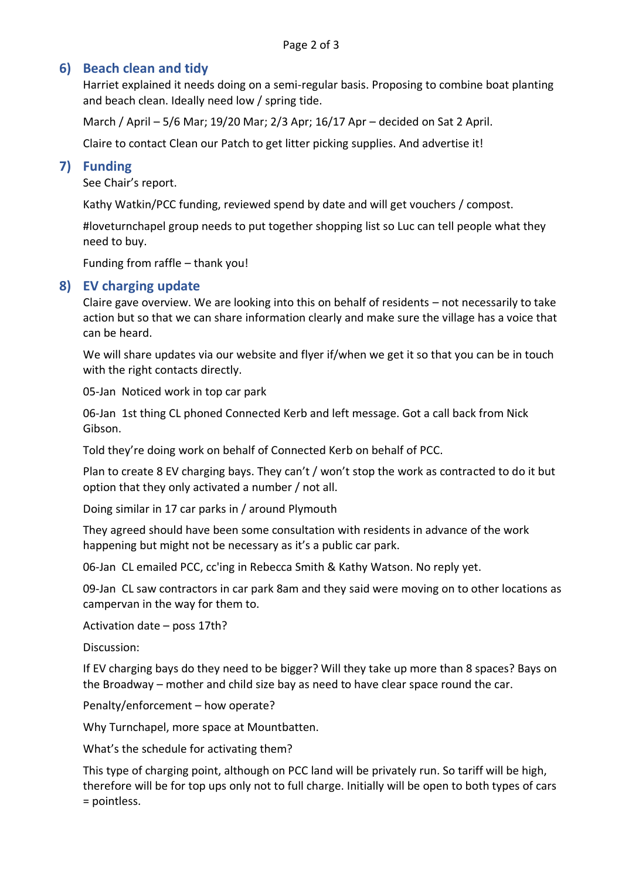## 6) Beach clean and tidy

Harriet explained it needs doing on a semi-regular basis. Proposing to combine boat planting and beach clean. Ideally need low / spring tide.

March / April – 5/6 Mar; 19/20 Mar; 2/3 Apr; 16/17 Apr – decided on Sat 2 April.

Claire to contact Clean our Patch to get litter picking supplies. And advertise it!

## 7) Funding

See Chair's report.

Kathy Watkin/PCC funding, reviewed spend by date and will get vouchers / compost.

#loveturnchapel group needs to put together shopping list so Luc can tell people what they need to buy.

Funding from raffle – thank you!

## 8) EV charging update

Claire gave overview. We are looking into this on behalf of residents – not necessarily to take action but so that we can share information clearly and make sure the village has a voice that can be heard.

We will share updates via our website and flyer if/when we get it so that you can be in touch with the right contacts directly.

05-Jan Noticed work in top car park

06-Jan 1st thing CL phoned Connected Kerb and left message. Got a call back from Nick Gibson.

Told they're doing work on behalf of Connected Kerb on behalf of PCC.

Plan to create 8 EV charging bays. They can't / won't stop the work as contracted to do it but option that they only activated a number / not all.

Doing similar in 17 car parks in / around Plymouth

They agreed should have been some consultation with residents in advance of the work happening but might not be necessary as it's a public car park.

06-Jan CL emailed PCC, cc'ing in Rebecca Smith & Kathy Watson. No reply yet.

09-Jan CL saw contractors in car park 8am and they said were moving on to other locations as campervan in the way for them to.

Activation date – poss 17th?

Discussion:

If EV charging bays do they need to be bigger? Will they take up more than 8 spaces? Bays on the Broadway – mother and child size bay as need to have clear space round the car.

Penalty/enforcement – how operate?

Why Turnchapel, more space at Mountbatten.

What's the schedule for activating them?

This type of charging point, although on PCC land will be privately run. So tariff will be high, therefore will be for top ups only not to full charge. Initially will be open to both types of cars = pointless.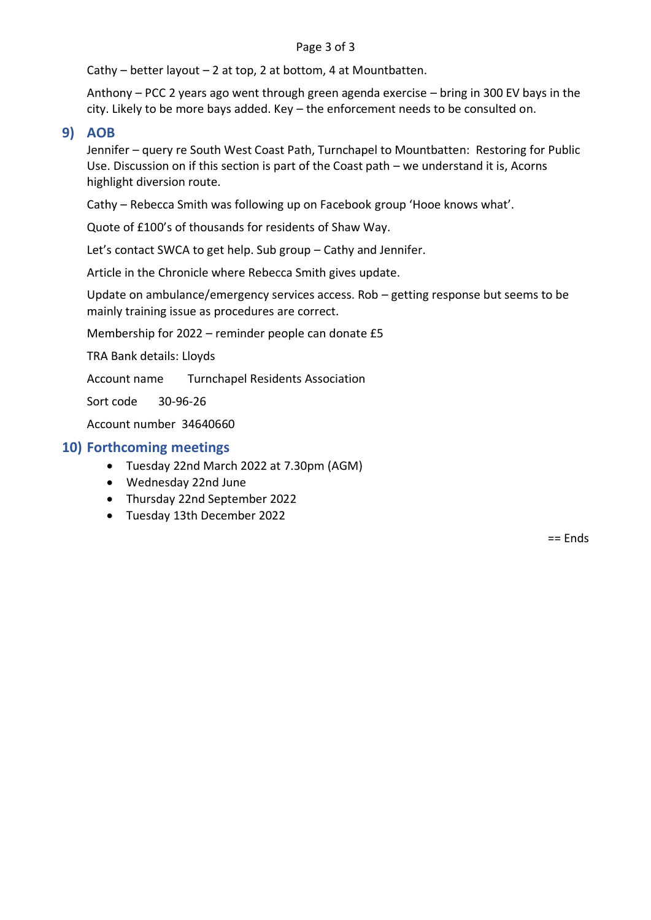Cathy – better layout – 2 at top, 2 at bottom, 4 at Mountbatten.

Anthony – PCC 2 years ago went through green agenda exercise – bring in 300 EV bays in the city. Likely to be more bays added. Key – the enforcement needs to be consulted on.

## 9) AOB

Jennifer – query re South West Coast Path, Turnchapel to Mountbatten: Restoring for Public Use. Discussion on if this section is part of the Coast path – we understand it is, Acorns highlight diversion route.

Cathy – Rebecca Smith was following up on Facebook group 'Hooe knows what'.

Quote of £100's of thousands for residents of Shaw Way.

Let's contact SWCA to get help. Sub group – Cathy and Jennifer.

Article in the Chronicle where Rebecca Smith gives update.

Update on ambulance/emergency services access. Rob – getting response but seems to be mainly training issue as procedures are correct.

Membership for 2022 – reminder people can donate £5

TRA Bank details: Lloyds

Account name Turnchapel Residents Association

Sort code 30-96-26

Account number 34640660

## 10) Forthcoming meetings

- Tuesday 22nd March 2022 at 7.30pm (AGM)
- Wednesday 22nd June
- Thursday 22nd September 2022
- Tuesday 13th December 2022

== Ends